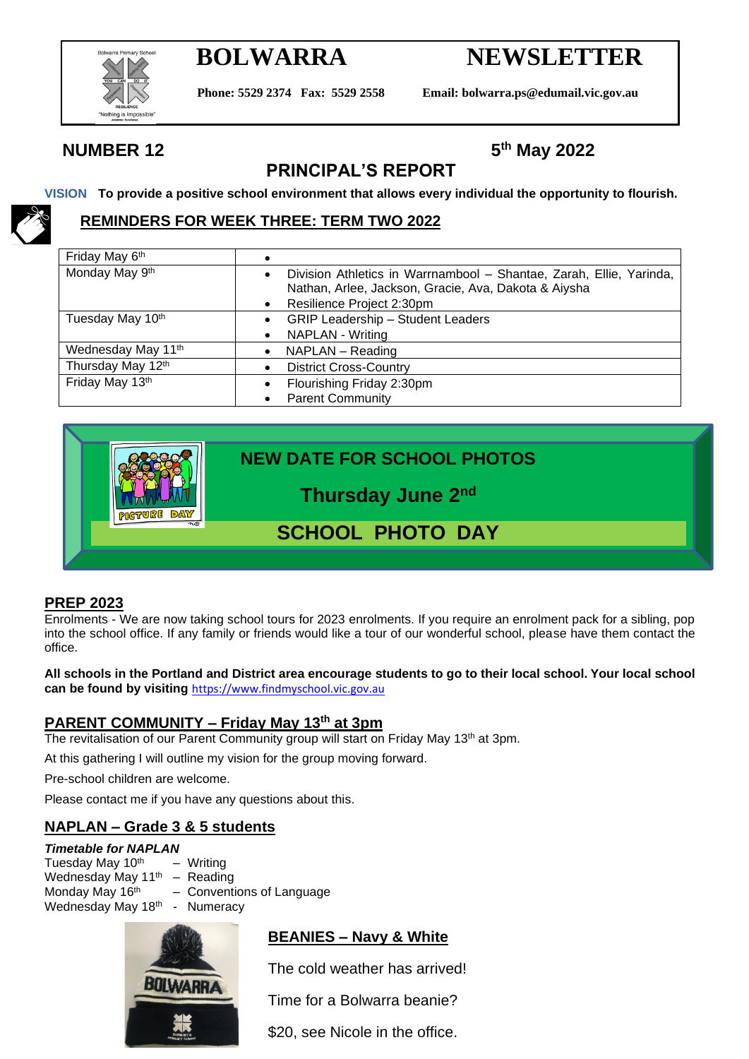# BOLWARRA NEWSLETTER

**Phone: 5529 2374 Fax: 5529 2558** **Email: bolwarra.ps@edumail.vic.gov.au**

**NUMBER 12** **5th May 2022**

## PRINCIPAL'S REPORT

**VISION** **To provide a positive school environment that allows every individual the opportunity to flourish.**

### REMINDERS FOR WEEK THREE: TERM TWO 2022

| | |
|---|---|
| Friday May 6th | • |
| Monday May 9th | • Division Athletics in Warrnambool – Shantae, Zarah, Ellie, Yarinda, Nathan, Arlee, Jackson, Gracie, Ava, Dakota & Aiysha<br>• Resilience Project 2:30pm |
| Tuesday May 10th | • GRIP Leadership – Student Leaders<br>• NAPLAN - Writing |
| Wednesday May 11th | • NAPLAN – Reading |
| Thursday May 12th | • District Cross-Country |
| Friday May 13th | • Flourishing Friday 2:30pm<br>• Parent Community |

**NEW DATE FOR SCHOOL PHOTOS**

**Thursday June 2nd**

**SCHOOL PHOTO DAY**

### PREP 2023

Enrolments - We are now taking school tours for 2023 enrolments. If you require an enrolment pack for a sibling, pop into the school office. If any family or friends would like a tour of our wonderful school, please have them contact the office.

**All schools in the Portland and District area encourage students to go to their local school. Your local school can be found by visiting** https://www.findmyschool.vic.gov.au

### PARENT COMMUNITY – Friday May 13th at 3pm

The revitalisation of our Parent Community group will start on Friday May 13th at 3pm.

At this gathering I will outline my vision for the group moving forward.

Pre-school children are welcome.

Please contact me if you have any questions about this.

### NAPLAN – Grade 3 & 5 students

***Timetable for NAPLAN***

Tuesday May 10th – Writing
Wednesday May 11th – Reading
Monday May 16th – Conventions of Language
Wednesday May 18th - Numeracy

### BEANIES – Navy & White

The cold weather has arrived!

Time for a Bolwarra beanie?

$20, see Nicole in the office.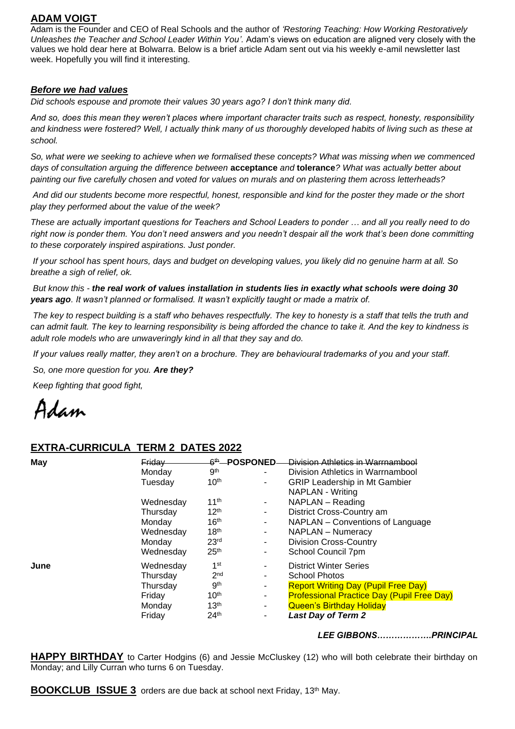## ADAM VOIGT

Adam is the Founder and CEO of Real Schools and the author of *'Restoring Teaching: How Working Restoratively Unleashes the Teacher and School Leader Within You'.* Adam's views on education are aligned very closely with the values we hold dear here at Bolwarra. Below is a brief article Adam sent out via his weekly e-amil newsletter last week. Hopefully you will find it interesting.

### ***Before we had values***

*Did schools espouse and promote their values 30 years ago? I don't think many did.*

*And so, does this mean they weren't places where important character traits such as respect, honesty, responsibility and kindness were fostered? Well, I actually think many of us thoroughly developed habits of living such as these at school.*

*So, what were we seeking to achieve when we formalised these concepts? What was missing when we commenced days of consultation arguing the difference between* **acceptance** *and* **tolerance***? What was actually better about painting our five carefully chosen and voted for values on murals and on plastering them across letterheads?*

*And did our students become more respectful, honest, responsible and kind for the poster they made or the short play they performed about the value of the week?*

*These are actually important questions for Teachers and School Leaders to ponder … and all you really need to do right now is ponder them. You don't need answers and you needn't despair all the work that's been done committing to these corporately inspired aspirations. Just ponder.*

*If your school has spent hours, days and budget on developing values, you likely did no genuine harm at all. So breathe a sigh of relief, ok.*

*But know this -* ***the real work of values installation in students lies in exactly what schools were doing 30 years ago****. It wasn't planned or formalised. It wasn't explicitly taught or made a matrix of.*

*The key to respect building is a staff who behaves respectfully. The key to honesty is a staff that tells the truth and can admit fault. The key to learning responsibility is being afforded the chance to take it. And the key to kindness is adult role models who are unwaveringly kind in all that they say and do.*

*If your values really matter, they aren't on a brochure. They are behavioural trademarks of you and your staff.*

*So, one more question for you.* ***Are they?***

*Keep fighting that good fight,*

*Adam*

## EXTRA-CURRICULA TERM 2 DATES 2022

| Month | Day | Date | | Event |
|---|---|---|---|---|
| **May** | ~~Friday~~ | ~~6th~~ | **POSPONED** | ~~Division Athletics in Warrnambool~~ |
| | Monday | 9th | - | Division Athletics in Warrnambool |
| | Tuesday | 10th | - | GRIP Leadership in Mt Gambier<br>NAPLAN - Writing |
| | Wednesday | 11th | - | NAPLAN – Reading |
| | Thursday | 12th | - | District Cross-Country am |
| | Monday | 16th | - | NAPLAN – Conventions of Language |
| | Wednesday | 18th | - | NAPLAN – Numeracy |
| | Monday | 23rd | - | Division Cross-Country |
| | Wednesday | 25th | - | School Council 7pm |
| **June** | Wednesday | 1st | - | District Winter Series |
| | Thursday | 2nd | - | School Photos |
| | Thursday | 9th | - | Report Writing Day (Pupil Free Day) |
| | Friday | 10th | - | Professional Practice Day (Pupil Free Day) |
| | Monday | 13th | - | Queen's Birthday Holiday |
| | Friday | 24th | - | ***Last Day of Term 2*** |

***LEE GIBBONS……………….PRINCIPAL***

**HAPPY BIRTHDAY** to Carter Hodgins (6) and Jessie McCluskey (12) who will both celebrate their birthday on Monday; and Lilly Curran who turns 6 on Tuesday.

**BOOKCLUB ISSUE 3** orders are due back at school next Friday, 13th May.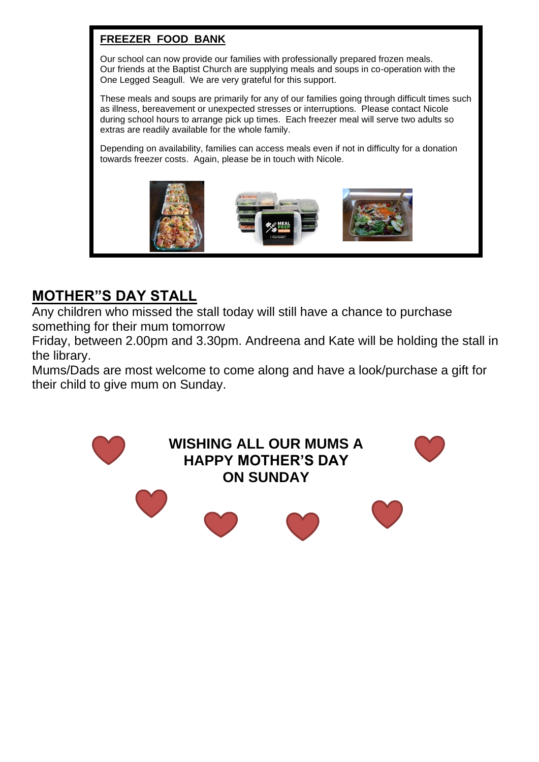## FREEZER FOOD BANK

Our school can now provide our families with professionally prepared frozen meals. Our friends at the Baptist Church are supplying meals and soups in co-operation with the One Legged Seagull. We are very grateful for this support.

These meals and soups are primarily for any of our families going through difficult times such as illness, bereavement or unexpected stresses or interruptions. Please contact Nicole during school hours to arrange pick up times. Each freezer meal will serve two adults so extras are readily available for the whole family.

Depending on availability, families can access meals even if not in difficulty for a donation towards freezer costs. Again, please be in touch with Nicole.

## MOTHER"S DAY STALL

Any children who missed the stall today will still have a chance to purchase something for their mum tomorrow
Friday, between 2.00pm and 3.30pm. Andreena and Kate will be holding the stall in the library.
Mums/Dads are most welcome to come along and have a look/purchase a gift for their child to give mum on Sunday.

**WISHING ALL OUR MUMS A HAPPY MOTHER'S DAY ON SUNDAY**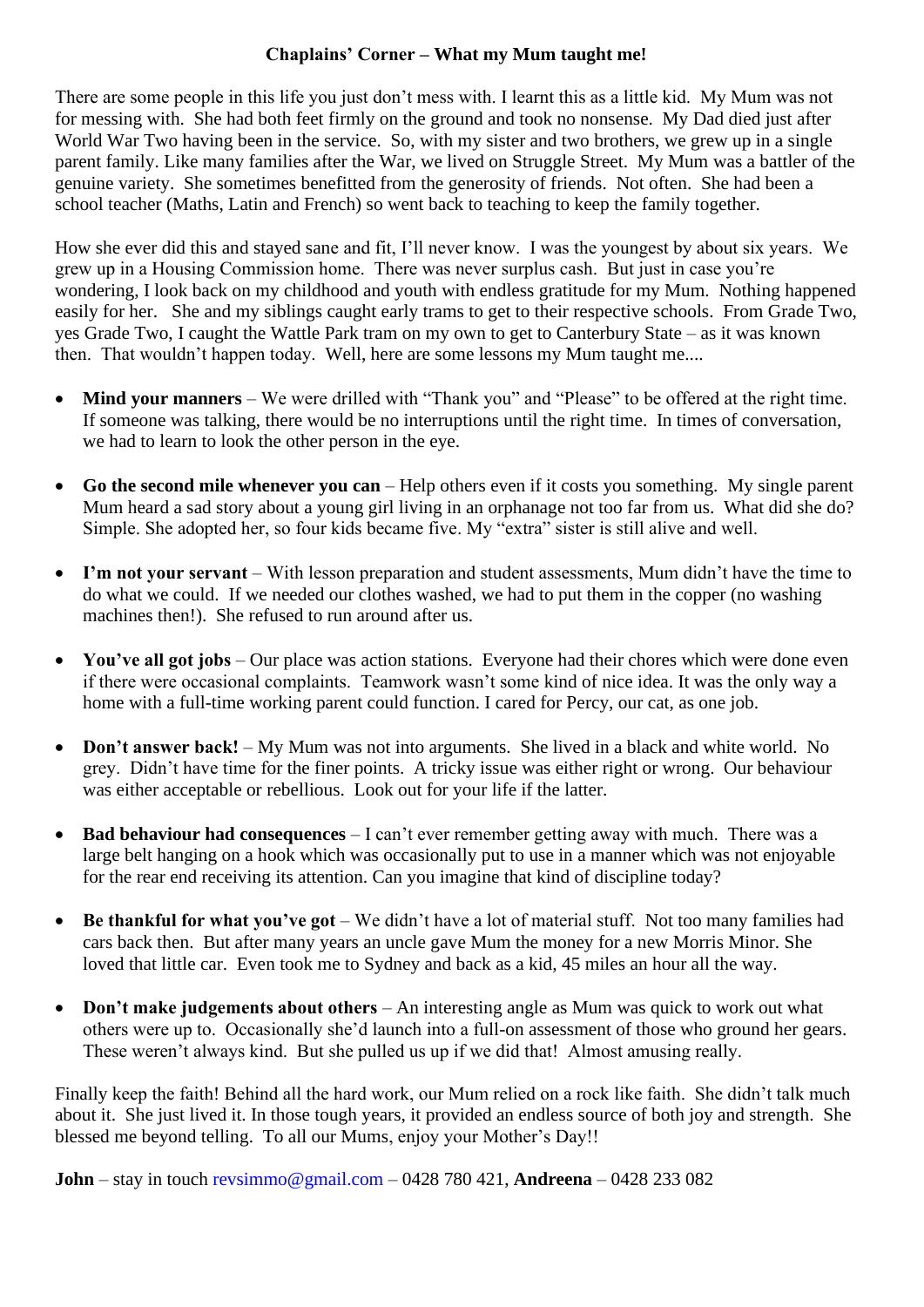**Chaplains' Corner – What my Mum taught me!**

There are some people in this life you just don't mess with. I learnt this as a little kid. My Mum was not for messing with. She had both feet firmly on the ground and took no nonsense. My Dad died just after World War Two having been in the service. So, with my sister and two brothers, we grew up in a single parent family. Like many families after the War, we lived on Struggle Street. My Mum was a battler of the genuine variety. She sometimes benefitted from the generosity of friends. Not often. She had been a school teacher (Maths, Latin and French) so went back to teaching to keep the family together.

How she ever did this and stayed sane and fit, I'll never know. I was the youngest by about six years. We grew up in a Housing Commission home. There was never surplus cash. But just in case you're wondering, I look back on my childhood and youth with endless gratitude for my Mum. Nothing happened easily for her. She and my siblings caught early trams to get to their respective schools. From Grade Two, yes Grade Two, I caught the Wattle Park tram on my own to get to Canterbury State – as it was known then. That wouldn't happen today. Well, here are some lessons my Mum taught me....

- **Mind your manners** – We were drilled with "Thank you" and "Please" to be offered at the right time. If someone was talking, there would be no interruptions until the right time. In times of conversation, we had to learn to look the other person in the eye.
- **Go the second mile whenever you can** – Help others even if it costs you something. My single parent Mum heard a sad story about a young girl living in an orphanage not too far from us. What did she do? Simple. She adopted her, so four kids became five. My "extra" sister is still alive and well.
- **I'm not your servant** – With lesson preparation and student assessments, Mum didn't have the time to do what we could. If we needed our clothes washed, we had to put them in the copper (no washing machines then!). She refused to run around after us.
- **You've all got jobs** – Our place was action stations. Everyone had their chores which were done even if there were occasional complaints. Teamwork wasn't some kind of nice idea. It was the only way a home with a full-time working parent could function. I cared for Percy, our cat, as one job.
- **Don't answer back!** – My Mum was not into arguments. She lived in a black and white world. No grey. Didn't have time for the finer points. A tricky issue was either right or wrong. Our behaviour was either acceptable or rebellious. Look out for your life if the latter.
- **Bad behaviour had consequences** – I can't ever remember getting away with much. There was a large belt hanging on a hook which was occasionally put to use in a manner which was not enjoyable for the rear end receiving its attention. Can you imagine that kind of discipline today?
- **Be thankful for what you've got** – We didn't have a lot of material stuff. Not too many families had cars back then. But after many years an uncle gave Mum the money for a new Morris Minor. She loved that little car. Even took me to Sydney and back as a kid, 45 miles an hour all the way.
- **Don't make judgements about others** – An interesting angle as Mum was quick to work out what others were up to. Occasionally she'd launch into a full-on assessment of those who ground her gears. These weren't always kind. But she pulled us up if we did that! Almost amusing really.

Finally keep the faith! Behind all the hard work, our Mum relied on a rock like faith. She didn't talk much about it. She just lived it. In those tough years, it provided an endless source of both joy and strength. She blessed me beyond telling. To all our Mums, enjoy your Mother's Day!!

**John** – stay in touch revsimmo@gmail.com – 0428 780 421, **Andreena** – 0428 233 082